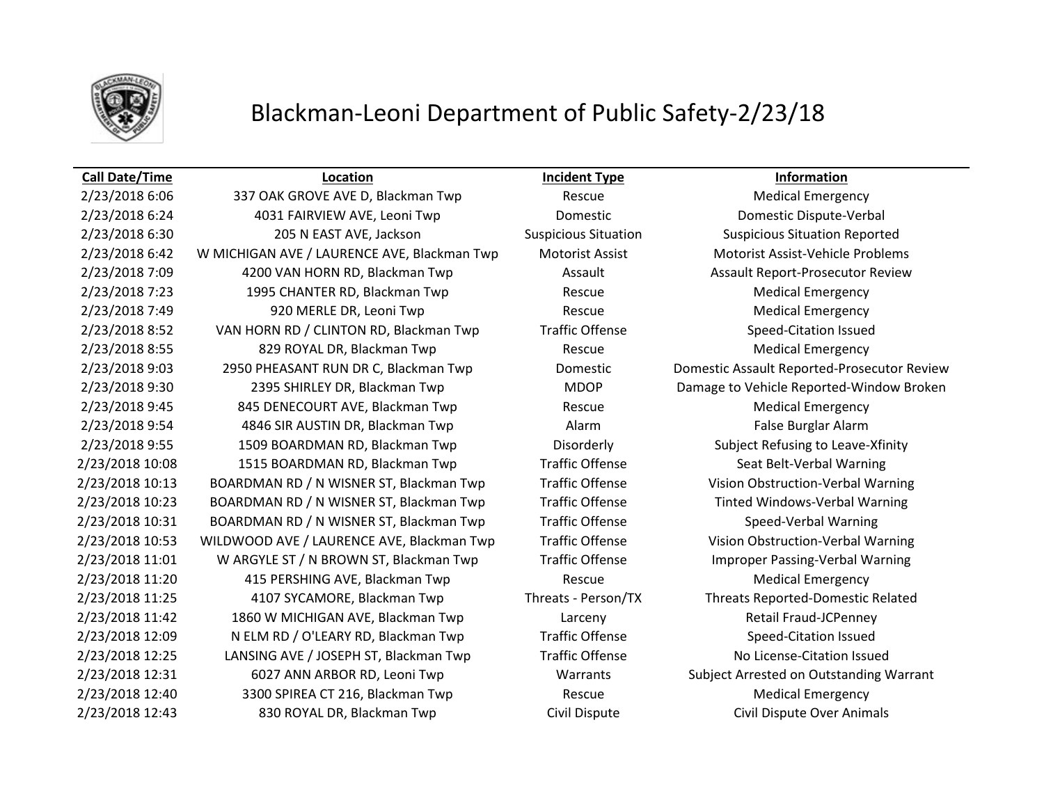# Blackman-Leoni Department of Public Safety-2/23/18

| Call Date/Time | Location | Incident Type | Information |
|---|---|---|---|
| 2/23/2018 6:06 | 337 OAK GROVE AVE D, Blackman Twp | Rescue | Medical Emergency |
| 2/23/2018 6:24 | 4031 FAIRVIEW AVE, Leoni Twp | Domestic | Domestic Dispute-Verbal |
| 2/23/2018 6:30 | 205 N EAST AVE, Jackson | Suspicious Situation | Suspicious Situation Reported |
| 2/23/2018 6:42 | W MICHIGAN AVE / LAURENCE AVE, Blackman Twp | Motorist Assist | Motorist Assist-Vehicle Problems |
| 2/23/2018 7:09 | 4200 VAN HORN RD, Blackman Twp | Assault | Assault Report-Prosecutor Review |
| 2/23/2018 7:23 | 1995 CHANTER RD, Blackman Twp | Rescue | Medical Emergency |
| 2/23/2018 7:49 | 920 MERLE DR, Leoni Twp | Rescue | Medical Emergency |
| 2/23/2018 8:52 | VAN HORN RD / CLINTON RD, Blackman Twp | Traffic Offense | Speed-Citation Issued |
| 2/23/2018 8:55 | 829 ROYAL DR, Blackman Twp | Rescue | Medical Emergency |
| 2/23/2018 9:03 | 2950 PHEASANT RUN DR C, Blackman Twp | Domestic | Domestic Assault Reported-Prosecutor Review |
| 2/23/2018 9:30 | 2395 SHIRLEY DR, Blackman Twp | MDOP | Damage to Vehicle Reported-Window Broken |
| 2/23/2018 9:45 | 845 DENECOURT AVE, Blackman Twp | Rescue | Medical Emergency |
| 2/23/2018 9:54 | 4846 SIR AUSTIN DR, Blackman Twp | Alarm | False Burglar Alarm |
| 2/23/2018 9:55 | 1509 BOARDMAN RD, Blackman Twp | Disorderly | Subject Refusing to Leave-Xfinity |
| 2/23/2018 10:08 | 1515 BOARDMAN RD, Blackman Twp | Traffic Offense | Seat Belt-Verbal Warning |
| 2/23/2018 10:13 | BOARDMAN RD / N WISNER ST, Blackman Twp | Traffic Offense | Vision Obstruction-Verbal Warning |
| 2/23/2018 10:23 | BOARDMAN RD / N WISNER ST, Blackman Twp | Traffic Offense | Tinted Windows-Verbal Warning |
| 2/23/2018 10:31 | BOARDMAN RD / N WISNER ST, Blackman Twp | Traffic Offense | Speed-Verbal Warning |
| 2/23/2018 10:53 | WILDWOOD AVE / LAURENCE AVE, Blackman Twp | Traffic Offense | Vision Obstruction-Verbal Warning |
| 2/23/2018 11:01 | W ARGYLE ST / N BROWN ST, Blackman Twp | Traffic Offense | Improper Passing-Verbal Warning |
| 2/23/2018 11:20 | 415 PERSHING AVE, Blackman Twp | Rescue | Medical Emergency |
| 2/23/2018 11:25 | 4107 SYCAMORE, Blackman Twp | Threats - Person/TX | Threats Reported-Domestic Related |
| 2/23/2018 11:42 | 1860 W MICHIGAN AVE, Blackman Twp | Larceny | Retail Fraud-JCPenney |
| 2/23/2018 12:09 | N ELM RD / O'LEARY RD, Blackman Twp | Traffic Offense | Speed-Citation Issued |
| 2/23/2018 12:25 | LANSING AVE / JOSEPH ST, Blackman Twp | Traffic Offense | No License-Citation Issued |
| 2/23/2018 12:31 | 6027 ANN ARBOR RD, Leoni Twp | Warrants | Subject Arrested on Outstanding Warrant |
| 2/23/2018 12:40 | 3300 SPIREA CT 216, Blackman Twp | Rescue | Medical Emergency |
| 2/23/2018 12:43 | 830 ROYAL DR, Blackman Twp | Civil Dispute | Civil Dispute Over Animals |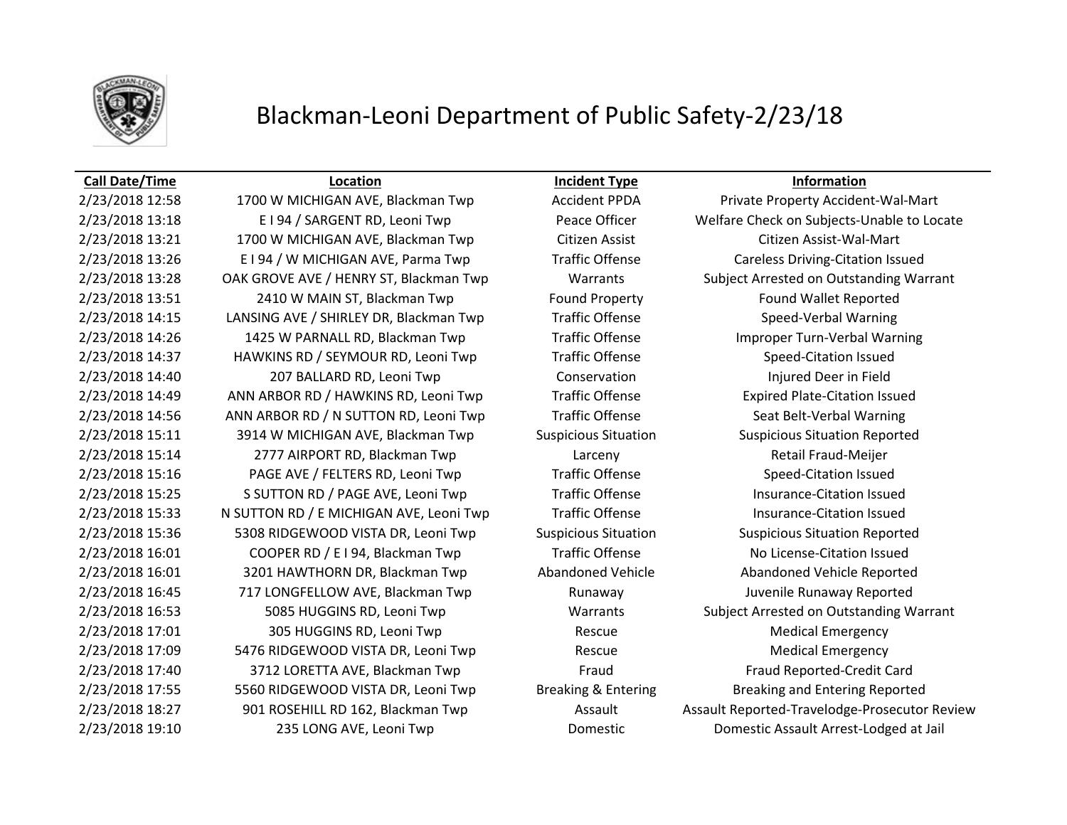# Blackman-Leoni Department of Public Safety-2/23/18

| Call Date/Time | Location | Incident Type | Information |
|---|---|---|---|
| 2/23/2018 12:58 | 1700 W MICHIGAN AVE, Blackman Twp | Accident PPDA | Private Property Accident-Wal-Mart |
| 2/23/2018 13:18 | E I 94 / SARGENT RD, Leoni Twp | Peace Officer | Welfare Check on Subjects-Unable to Locate |
| 2/23/2018 13:21 | 1700 W MICHIGAN AVE, Blackman Twp | Citizen Assist | Citizen Assist-Wal-Mart |
| 2/23/2018 13:26 | E I 94 / W MICHIGAN AVE, Parma Twp | Traffic Offense | Careless Driving-Citation Issued |
| 2/23/2018 13:28 | OAK GROVE AVE / HENRY ST, Blackman Twp | Warrants | Subject Arrested on Outstanding Warrant |
| 2/23/2018 13:51 | 2410 W MAIN ST, Blackman Twp | Found Property | Found Wallet Reported |
| 2/23/2018 14:15 | LANSING AVE / SHIRLEY DR, Blackman Twp | Traffic Offense | Speed-Verbal Warning |
| 2/23/2018 14:26 | 1425 W PARNALL RD, Blackman Twp | Traffic Offense | Improper Turn-Verbal Warning |
| 2/23/2018 14:37 | HAWKINS RD / SEYMOUR RD, Leoni Twp | Traffic Offense | Speed-Citation Issued |
| 2/23/2018 14:40 | 207 BALLARD RD, Leoni Twp | Conservation | Injured Deer in Field |
| 2/23/2018 14:49 | ANN ARBOR RD / HAWKINS RD, Leoni Twp | Traffic Offense | Expired Plate-Citation Issued |
| 2/23/2018 14:56 | ANN ARBOR RD / N SUTTON RD, Leoni Twp | Traffic Offense | Seat Belt-Verbal Warning |
| 2/23/2018 15:11 | 3914 W MICHIGAN AVE, Blackman Twp | Suspicious Situation | Suspicious Situation Reported |
| 2/23/2018 15:14 | 2777 AIRPORT RD, Blackman Twp | Larceny | Retail Fraud-Meijer |
| 2/23/2018 15:16 | PAGE AVE / FELTERS RD, Leoni Twp | Traffic Offense | Speed-Citation Issued |
| 2/23/2018 15:25 | S SUTTON RD / PAGE AVE, Leoni Twp | Traffic Offense | Insurance-Citation Issued |
| 2/23/2018 15:33 | N SUTTON RD / E MICHIGAN AVE, Leoni Twp | Traffic Offense | Insurance-Citation Issued |
| 2/23/2018 15:36 | 5308 RIDGEWOOD VISTA DR, Leoni Twp | Suspicious Situation | Suspicious Situation Reported |
| 2/23/2018 16:01 | COOPER RD / E I 94, Blackman Twp | Traffic Offense | No License-Citation Issued |
| 2/23/2018 16:01 | 3201 HAWTHORN DR, Blackman Twp | Abandoned Vehicle | Abandoned Vehicle Reported |
| 2/23/2018 16:45 | 717 LONGFELLOW AVE, Blackman Twp | Runaway | Juvenile Runaway Reported |
| 2/23/2018 16:53 | 5085 HUGGINS RD, Leoni Twp | Warrants | Subject Arrested on Outstanding Warrant |
| 2/23/2018 17:01 | 305 HUGGINS RD, Leoni Twp | Rescue | Medical Emergency |
| 2/23/2018 17:09 | 5476 RIDGEWOOD VISTA DR, Leoni Twp | Rescue | Medical Emergency |
| 2/23/2018 17:40 | 3712 LORETTA AVE, Blackman Twp | Fraud | Fraud Reported-Credit Card |
| 2/23/2018 17:55 | 5560 RIDGEWOOD VISTA DR, Leoni Twp | Breaking & Entering | Breaking and Entering Reported |
| 2/23/2018 18:27 | 901 ROSEHILL RD 162, Blackman Twp | Assault | Assault Reported-Travelodge-Prosecutor Review |
| 2/23/2018 19:10 | 235 LONG AVE, Leoni Twp | Domestic | Domestic Assault Arrest-Lodged at Jail |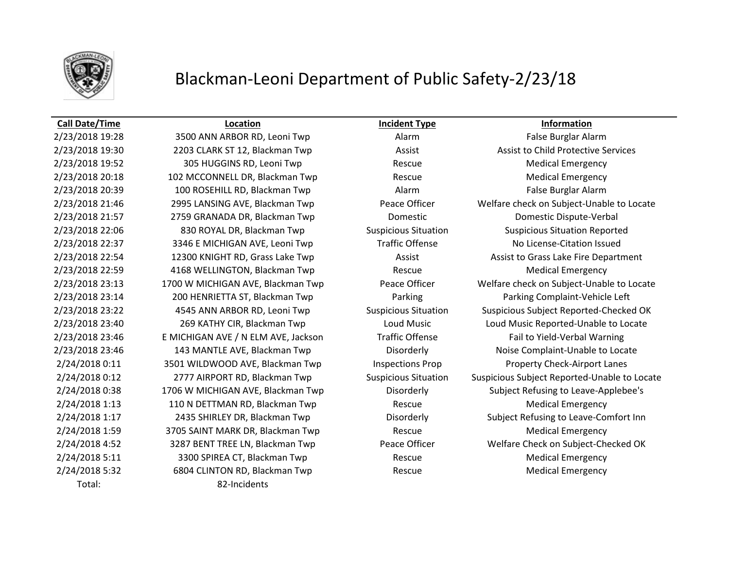# Blackman-Leoni Department of Public Safety-2/23/18

| Call Date/Time | Location | Incident Type | Information |
|---|---|---|---|
| 2/23/2018 19:28 | 3500 ANN ARBOR RD, Leoni Twp | Alarm | False Burglar Alarm |
| 2/23/2018 19:30 | 2203 CLARK ST 12, Blackman Twp | Assist | Assist to Child Protective Services |
| 2/23/2018 19:52 | 305 HUGGINS RD, Leoni Twp | Rescue | Medical Emergency |
| 2/23/2018 20:18 | 102 MCCONNELL DR, Blackman Twp | Rescue | Medical Emergency |
| 2/23/2018 20:39 | 100 ROSEHILL RD, Blackman Twp | Alarm | False Burglar Alarm |
| 2/23/2018 21:46 | 2995 LANSING AVE, Blackman Twp | Peace Officer | Welfare check on Subject-Unable to Locate |
| 2/23/2018 21:57 | 2759 GRANADA DR, Blackman Twp | Domestic | Domestic Dispute-Verbal |
| 2/23/2018 22:06 | 830 ROYAL DR, Blackman Twp | Suspicious Situation | Suspicious Situation Reported |
| 2/23/2018 22:37 | 3346 E MICHIGAN AVE, Leoni Twp | Traffic Offense | No License-Citation Issued |
| 2/23/2018 22:54 | 12300 KNIGHT RD, Grass Lake Twp | Assist | Assist to Grass Lake Fire Department |
| 2/23/2018 22:59 | 4168 WELLINGTON, Blackman Twp | Rescue | Medical Emergency |
| 2/23/2018 23:13 | 1700 W MICHIGAN AVE, Blackman Twp | Peace Officer | Welfare check on Subject-Unable to Locate |
| 2/23/2018 23:14 | 200 HENRIETTA ST, Blackman Twp | Parking | Parking Complaint-Vehicle Left |
| 2/23/2018 23:22 | 4545 ANN ARBOR RD, Leoni Twp | Suspicious Situation | Suspicious Subject Reported-Checked OK |
| 2/23/2018 23:40 | 269 KATHY CIR, Blackman Twp | Loud Music | Loud Music Reported-Unable to Locate |
| 2/23/2018 23:46 | E MICHIGAN AVE / N ELM AVE, Jackson | Traffic Offense | Fail to Yield-Verbal Warning |
| 2/23/2018 23:46 | 143 MANTLE AVE, Blackman Twp | Disorderly | Noise Complaint-Unable to Locate |
| 2/24/2018 0:11 | 3501 WILDWOOD AVE, Blackman Twp | Inspections Prop | Property Check-Airport Lanes |
| 2/24/2018 0:12 | 2777 AIRPORT RD, Blackman Twp | Suspicious Situation | Suspicious Subject Reported-Unable to Locate |
| 2/24/2018 0:38 | 1706 W MICHIGAN AVE, Blackman Twp | Disorderly | Subject Refusing to Leave-Applebee's |
| 2/24/2018 1:13 | 110 N DETTMAN RD, Blackman Twp | Rescue | Medical Emergency |
| 2/24/2018 1:17 | 2435 SHIRLEY DR, Blackman Twp | Disorderly | Subject Refusing to Leave-Comfort Inn |
| 2/24/2018 1:59 | 3705 SAINT MARK DR, Blackman Twp | Rescue | Medical Emergency |
| 2/24/2018 4:52 | 3287 BENT TREE LN, Blackman Twp | Peace Officer | Welfare Check on Subject-Checked OK |
| 2/24/2018 5:11 | 3300 SPIREA CT, Blackman Twp | Rescue | Medical Emergency |
| 2/24/2018 5:32 | 6804 CLINTON RD, Blackman Twp | Rescue | Medical Emergency |
| Total: | 82-Incidents | | |